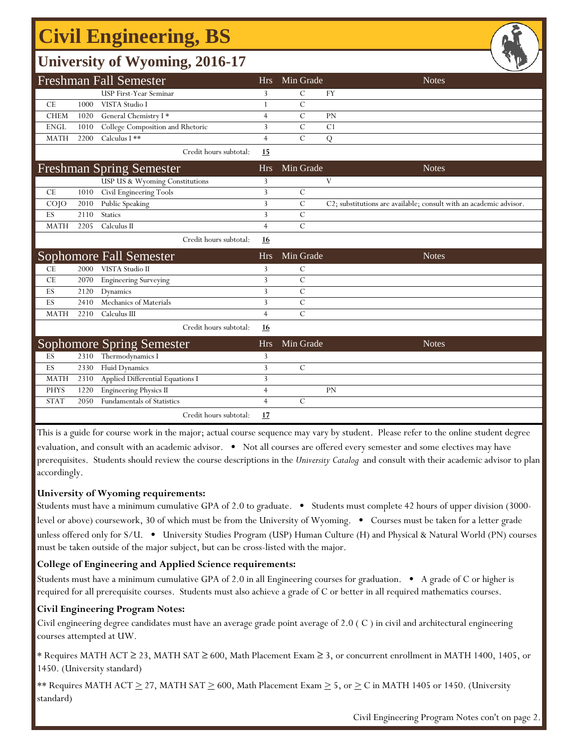# Civil Engineering, BS

## University of Wyoming, 2016-17

| Freshman Fall Semester | | | Hrs | Min Grade | Notes |
|---|---|---|---|---|---|
| | | USP First-Year Seminar | 3 | C | FY |
| CE | 1000 | VISTA Studio I | 1 | C | |
| CHEM | 1020 | General Chemistry I * | 4 | C | PN |
| ENGL | 1010 | College Composition and Rhetoric | 3 | C | C1 |
| MATH | 2200 | Calculus I ** | 4 | C | Q |
| | | Credit hours subtotal: | **15** | | |

| Freshman Spring Semester | | | Hrs | Min Grade | Notes |
|---|---|---|---|---|---|
| | | USP US & Wyoming Constitutions | 3 | | V |
| CE | 1010 | Civil Engineering Tools | 3 | C | |
| COJO | 2010 | Public Speaking | 3 | C | C2; substitutions are available; consult with an academic advisor. |
| ES | 2110 | Statics | 3 | C | |
| MATH | 2205 | Calculus II | 4 | C | |
| | | Credit hours subtotal: | **16** | | |

| Sophomore Fall Semester | | | Hrs | Min Grade | Notes |
|---|---|---|---|---|---|
| CE | 2000 | VISTA Studio II | 3 | C | |
| CE | 2070 | Engineering Surveying | 3 | C | |
| ES | 2120 | Dynamics | 3 | C | |
| ES | 2410 | Mechanics of Materials | 3 | C | |
| MATH | 2210 | Calculus III | 4 | C | |
| | | Credit hours subtotal: | **16** | | |

| Sophomore Spring Semester | | | Hrs | Min Grade | Notes |
|---|---|---|---|---|---|
| ES | 2310 | Thermodynamics I | 3 | | |
| ES | 2330 | Fluid Dynamics | 3 | C | |
| MATH | 2310 | Applied Differential Equations I | 3 | | |
| PHYS | 1220 | Engineering Physics II | 4 | | PN |
| STAT | 2050 | Fundamentals of Statistics | 4 | C | |
| | | Credit hours subtotal: | **17** | | |

This is a guide for course work in the major; actual course sequence may vary by student. Please refer to the online student degree evaluation, and consult with an academic advisor. • Not all courses are offered every semester and some electives may have prerequisites. Students should review the course descriptions in the *University Catalog* and consult with their academic advisor to plan accordingly.

**University of Wyoming requirements:**

Students must have a minimum cumulative GPA of 2.0 to graduate. • Students must complete 42 hours of upper division (3000-level or above) coursework, 30 of which must be from the University of Wyoming. • Courses must be taken for a letter grade unless offered only for S/U. • University Studies Program (USP) Human Culture (H) and Physical & Natural World (PN) courses must be taken outside of the major subject, but can be cross-listed with the major.

**College of Engineering and Applied Science requirements:**

Students must have a minimum cumulative GPA of 2.0 in all Engineering courses for graduation. • A grade of C or higher is required for all prerequisite courses. Students must also achieve a grade of C or better in all required mathematics courses.

**Civil Engineering Program Notes:**

Civil engineering degree candidates must have an average grade point average of 2.0 ( C ) in civil and architectural engineering courses attempted at UW.

\* Requires MATH ACT ≥ 23, MATH SAT ≥ 600, Math Placement Exam ≥ 3, or concurrent enrollment in MATH 1400, 1405, or 1450. (University standard)

\*\* Requires MATH ACT ≥ 27, MATH SAT ≥ 600, Math Placement Exam ≥ 5, or ≥ C in MATH 1405 or 1450. (University standard)

Civil Engineering Program Notes con't on page 2.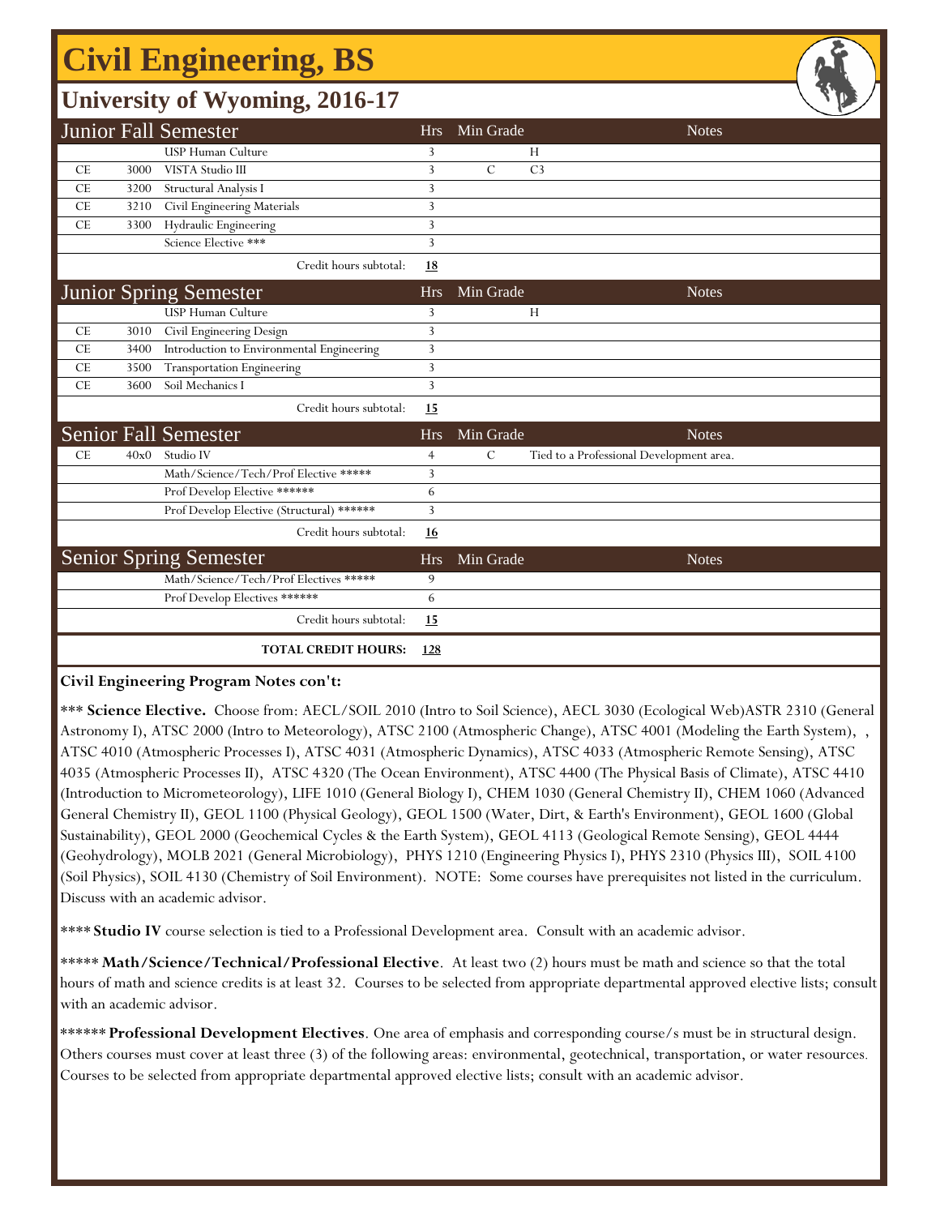# Civil Engineering, BS

## University of Wyoming, 2016-17

| Junior Fall Semester | | | Hrs | Min Grade | Notes |
|---|---|---|---|---|---|
| | | USP Human Culture | 3 | | H |
| CE | 3000 | VISTA Studio III | 3 | C | C3 |
| CE | 3200 | Structural Analysis I | 3 | | |
| CE | 3210 | Civil Engineering Materials | 3 | | |
| CE | 3300 | Hydraulic Engineering | 3 | | |
| | | Science Elective *** | 3 | | |
| | | Credit hours subtotal: | **18** | | |

| Junior Spring Semester | | | Hrs | Min Grade | Notes |
|---|---|---|---|---|---|
| | | USP Human Culture | 3 | | H |
| CE | 3010 | Civil Engineering Design | 3 | | |
| CE | 3400 | Introduction to Environmental Engineering | 3 | | |
| CE | 3500 | Transportation Engineering | 3 | | |
| CE | 3600 | Soil Mechanics I | 3 | | |
| | | Credit hours subtotal: | **15** | | |

| Senior Fall Semester | | | Hrs | Min Grade | Notes |
|---|---|---|---|---|---|
| CE | 40x0 | Studio IV | 4 | C | Tied to a Professional Development area. |
| | | Math/Science/Tech/Prof Elective ***** | 3 | | |
| | | Prof Develop Elective ****** | 6 | | |
| | | Prof Develop Elective (Structural) ****** | 3 | | |
| | | Credit hours subtotal: | **16** | | |

| Senior Spring Semester | | | Hrs | Min Grade | Notes |
|---|---|---|---|---|---|
| | | Math/Science/Tech/Prof Electives ***** | 9 | | |
| | | Prof Develop Electives ****** | 6 | | |
| | | Credit hours subtotal: | **15** | | |
| | | **TOTAL CREDIT HOURS:** | **128** | | |

**Civil Engineering Program Notes con't:**

*** **Science Elective.** Choose from: AECL/SOIL 2010 (Intro to Soil Science), AECL 3030 (Ecological Web)ASTR 2310 (General Astronomy I), ATSC 2000 (Intro to Meteorology), ATSC 2100 (Atmospheric Change), ATSC 4001 (Modeling the Earth System), , ATSC 4010 (Atmospheric Processes I), ATSC 4031 (Atmospheric Dynamics), ATSC 4033 (Atmospheric Remote Sensing), ATSC 4035 (Atmospheric Processes II), ATSC 4320 (The Ocean Environment), ATSC 4400 (The Physical Basis of Climate), ATSC 4410 (Introduction to Micrometeorology), LIFE 1010 (General Biology I), CHEM 1030 (General Chemistry II), CHEM 1060 (Advanced General Chemistry II), GEOL 1100 (Physical Geology), GEOL 1500 (Water, Dirt, & Earth's Environment), GEOL 1600 (Global Sustainability), GEOL 2000 (Geochemical Cycles & the Earth System), GEOL 4113 (Geological Remote Sensing), GEOL 4444 (Geohydrology), MOLB 2021 (General Microbiology), PHYS 1210 (Engineering Physics I), PHYS 2310 (Physics III), SOIL 4100 (Soil Physics), SOIL 4130 (Chemistry of Soil Environment). NOTE: Some courses have prerequisites not listed in the curriculum. Discuss with an academic advisor.

**** **Studio IV** course selection is tied to a Professional Development area. Consult with an academic advisor.

***** **Math/Science/Technical/Professional Elective**. At least two (2) hours must be math and science so that the total hours of math and science credits is at least 32. Courses to be selected from appropriate departmental approved elective lists; consult with an academic advisor.

****** **Professional Development Electives**. One area of emphasis and corresponding course/s must be in structural design. Others courses must cover at least three (3) of the following areas: environmental, geotechnical, transportation, or water resources. Courses to be selected from appropriate departmental approved elective lists; consult with an academic advisor.